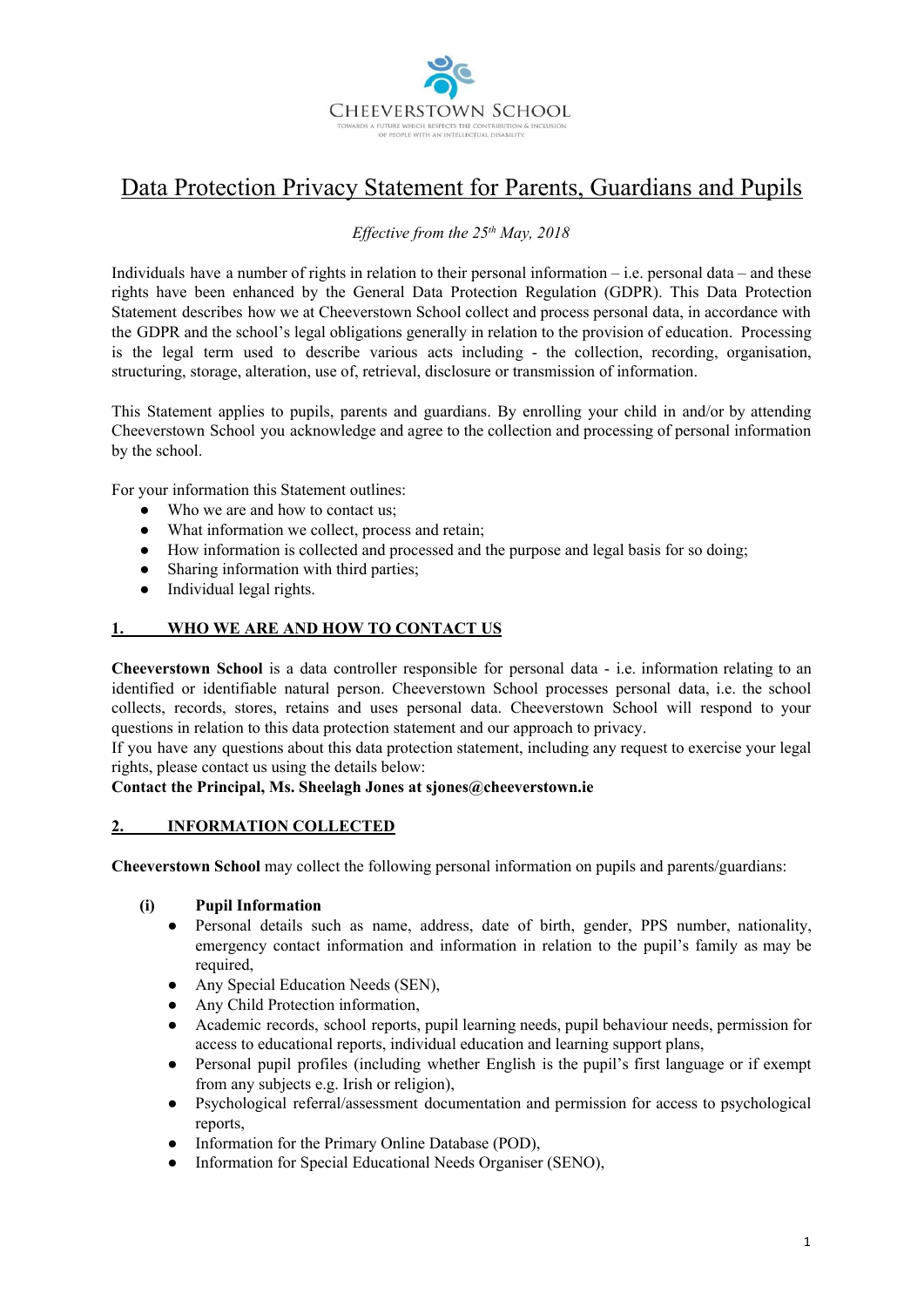CHEEVERSTOWN SCHOOL

TOWARDS A FUTURE WHICH RESPECTS THE CONTRIBUTION & INCLUSION OF PEOPLE WITH AN INTELLECTUAL DISABILITY.

# Data Protection Privacy Statement for Parents, Guardians and Pupils

*Effective from the 25th May, 2018*

Individuals have a number of rights in relation to their personal information – i.e. personal data – and these rights have been enhanced by the General Data Protection Regulation (GDPR). This Data Protection Statement describes how we at Cheeverstown School collect and process personal data, in accordance with the GDPR and the school's legal obligations generally in relation to the provision of education. Processing is the legal term used to describe various acts including - the collection, recording, organisation, structuring, storage, alteration, use of, retrieval, disclosure or transmission of information.

This Statement applies to pupils, parents and guardians. By enrolling your child in and/or by attending Cheeverstown School you acknowledge and agree to the collection and processing of personal information by the school.

For your information this Statement outlines:

- Who we are and how to contact us;
- What information we collect, process and retain;
- How information is collected and processed and the purpose and legal basis for so doing;
- Sharing information with third parties;
- Individual legal rights.

## 1. WHO WE ARE AND HOW TO CONTACT US

**Cheeverstown School** is a data controller responsible for personal data - i.e. information relating to an identified or identifiable natural person. Cheeverstown School processes personal data, i.e. the school collects, records, stores, retains and uses personal data. Cheeverstown School will respond to your questions in relation to this data protection statement and our approach to privacy.

If you have any questions about this data protection statement, including any request to exercise your legal rights, please contact us using the details below:

**Contact the Principal, Ms. Sheelagh Jones at sjones@cheeverstown.ie**

## 2. INFORMATION COLLECTED

**Cheeverstown School** may collect the following personal information on pupils and parents/guardians:

**(i) Pupil Information**

- Personal details such as name, address, date of birth, gender, PPS number, nationality, emergency contact information and information in relation to the pupil's family as may be required,
- Any Special Education Needs (SEN),
- Any Child Protection information,
- Academic records, school reports, pupil learning needs, pupil behaviour needs, permission for access to educational reports, individual education and learning support plans,
- Personal pupil profiles (including whether English is the pupil's first language or if exempt from any subjects e.g. Irish or religion),
- Psychological referral/assessment documentation and permission for access to psychological reports,
- Information for the Primary Online Database (POD),
- Information for Special Educational Needs Organiser (SENO),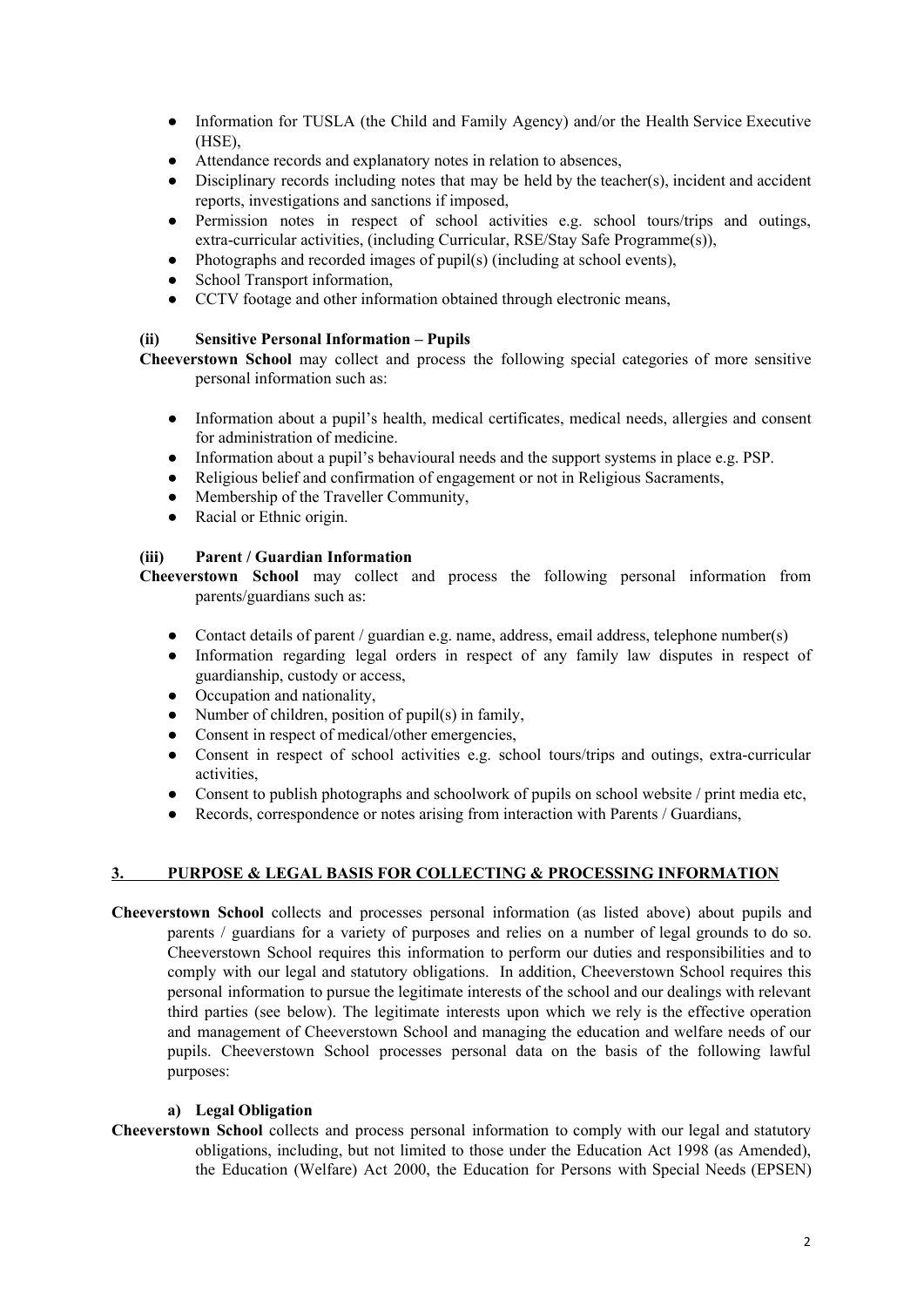- Information for TUSLA (the Child and Family Agency) and/or the Health Service Executive (HSE),
- Attendance records and explanatory notes in relation to absences,
- Disciplinary records including notes that may be held by the teacher(s), incident and accident reports, investigations and sanctions if imposed,
- Permission notes in respect of school activities e.g. school tours/trips and outings, extra-curricular activities, (including Curricular, RSE/Stay Safe Programme(s)),
- Photographs and recorded images of pupil(s) (including at school events),
- School Transport information,
- CCTV footage and other information obtained through electronic means,

**(ii) Sensitive Personal Information – Pupils**

**Cheeverstown School** may collect and process the following special categories of more sensitive personal information such as:

- Information about a pupil's health, medical certificates, medical needs, allergies and consent for administration of medicine.
- Information about a pupil's behavioural needs and the support systems in place e.g. PSP.
- Religious belief and confirmation of engagement or not in Religious Sacraments,
- Membership of the Traveller Community,
- Racial or Ethnic origin.

**(iii) Parent / Guardian Information**

**Cheeverstown School** may collect and process the following personal information from parents/guardians such as:

- Contact details of parent / guardian e.g. name, address, email address, telephone number(s)
- Information regarding legal orders in respect of any family law disputes in respect of guardianship, custody or access,
- Occupation and nationality,
- Number of children, position of pupil(s) in family,
- Consent in respect of medical/other emergencies,
- Consent in respect of school activities e.g. school tours/trips and outings, extra-curricular activities,
- Consent to publish photographs and schoolwork of pupils on school website / print media etc,
- Records, correspondence or notes arising from interaction with Parents / Guardians,

## 3. PURPOSE & LEGAL BASIS FOR COLLECTING & PROCESSING INFORMATION

**Cheeverstown School** collects and processes personal information (as listed above) about pupils and parents / guardians for a variety of purposes and relies on a number of legal grounds to do so. Cheeverstown School requires this information to perform our duties and responsibilities and to comply with our legal and statutory obligations. In addition, Cheeverstown School requires this personal information to pursue the legitimate interests of the school and our dealings with relevant third parties (see below). The legitimate interests upon which we rely is the effective operation and management of Cheeverstown School and managing the education and welfare needs of our pupils. Cheeverstown School processes personal data on the basis of the following lawful purposes:

**a) Legal Obligation**

**Cheeverstown School** collects and process personal information to comply with our legal and statutory obligations, including, but not limited to those under the Education Act 1998 (as Amended), the Education (Welfare) Act 2000, the Education for Persons with Special Needs (EPSEN)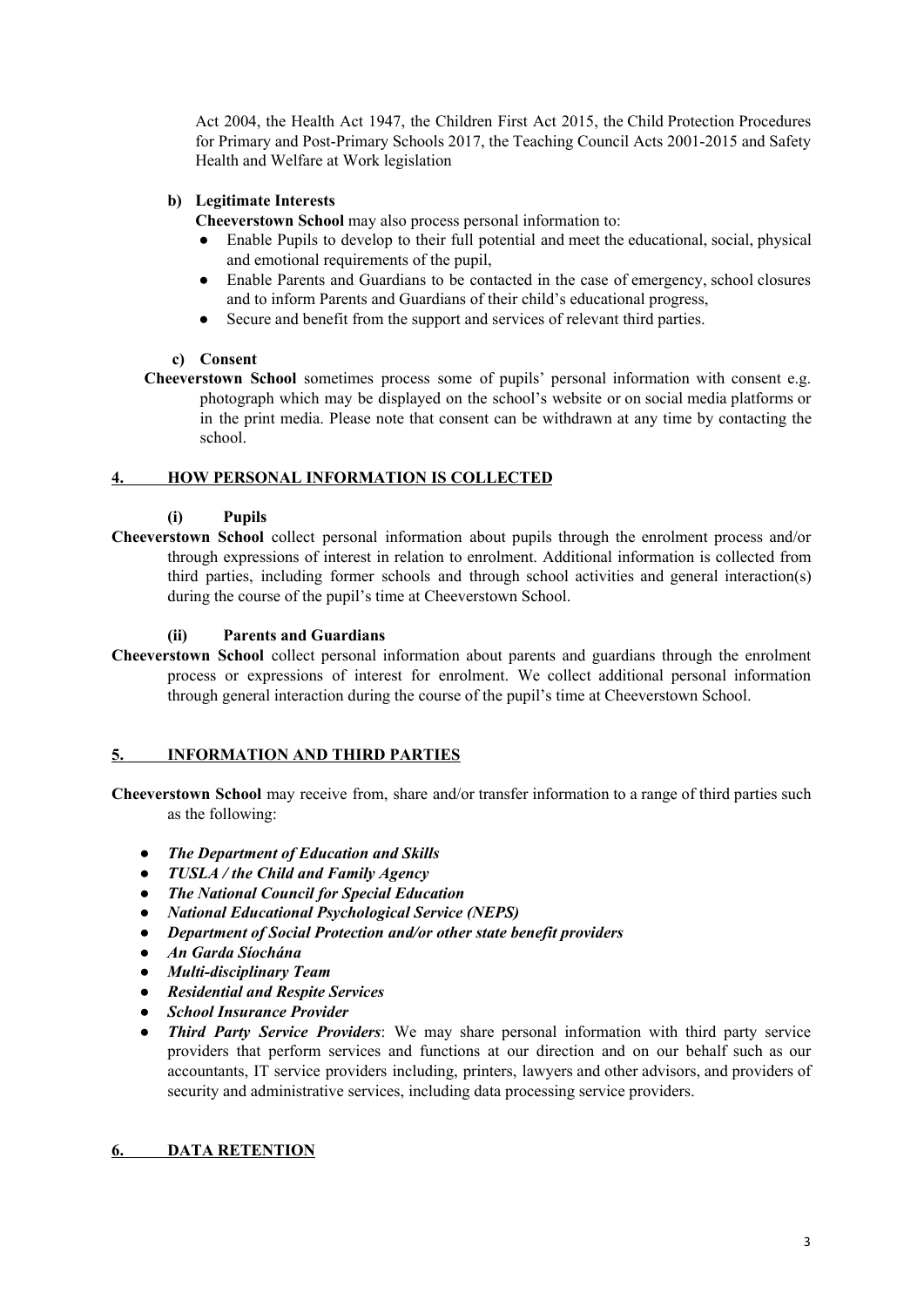Act 2004, the Health Act 1947, the Children First Act 2015, the Child Protection Procedures for Primary and Post-Primary Schools 2017, the Teaching Council Acts 2001-2015 and Safety Health and Welfare at Work legislation

**b) Legitimate Interests**

**Cheeverstown School** may also process personal information to:

- Enable Pupils to develop to their full potential and meet the educational, social, physical and emotional requirements of the pupil,
- Enable Parents and Guardians to be contacted in the case of emergency, school closures and to inform Parents and Guardians of their child's educational progress,
- Secure and benefit from the support and services of relevant third parties.

**c) Consent**

**Cheeverstown School** sometimes process some of pupils' personal information with consent e.g. photograph which may be displayed on the school's website or on social media platforms or in the print media. Please note that consent can be withdrawn at any time by contacting the school.

## 4. HOW PERSONAL INFORMATION IS COLLECTED

**(i) Pupils**

**Cheeverstown School** collect personal information about pupils through the enrolment process and/or through expressions of interest in relation to enrolment. Additional information is collected from third parties, including former schools and through school activities and general interaction(s) during the course of the pupil's time at Cheeverstown School.

**(ii) Parents and Guardians**

**Cheeverstown School** collect personal information about parents and guardians through the enrolment process or expressions of interest for enrolment. We collect additional personal information through general interaction during the course of the pupil's time at Cheeverstown School.

## 5. INFORMATION AND THIRD PARTIES

**Cheeverstown School** may receive from, share and/or transfer information to a range of third parties such as the following:

- ***The Department of Education and Skills***
- ***TUSLA / the Child and Family Agency***
- ***The National Council for Special Education***
- ***National Educational Psychological Service (NEPS)***
- ***Department of Social Protection and/or other state benefit providers***
- ***An Garda Síochána***
- ***Multi-disciplinary Team***
- ***Residential and Respite Services***
- ***School Insurance Provider***
- ***Third Party Service Providers***: We may share personal information with third party service providers that perform services and functions at our direction and on our behalf such as our accountants, IT service providers including, printers, lawyers and other advisors, and providers of security and administrative services, including data processing service providers.

## 6. DATA RETENTION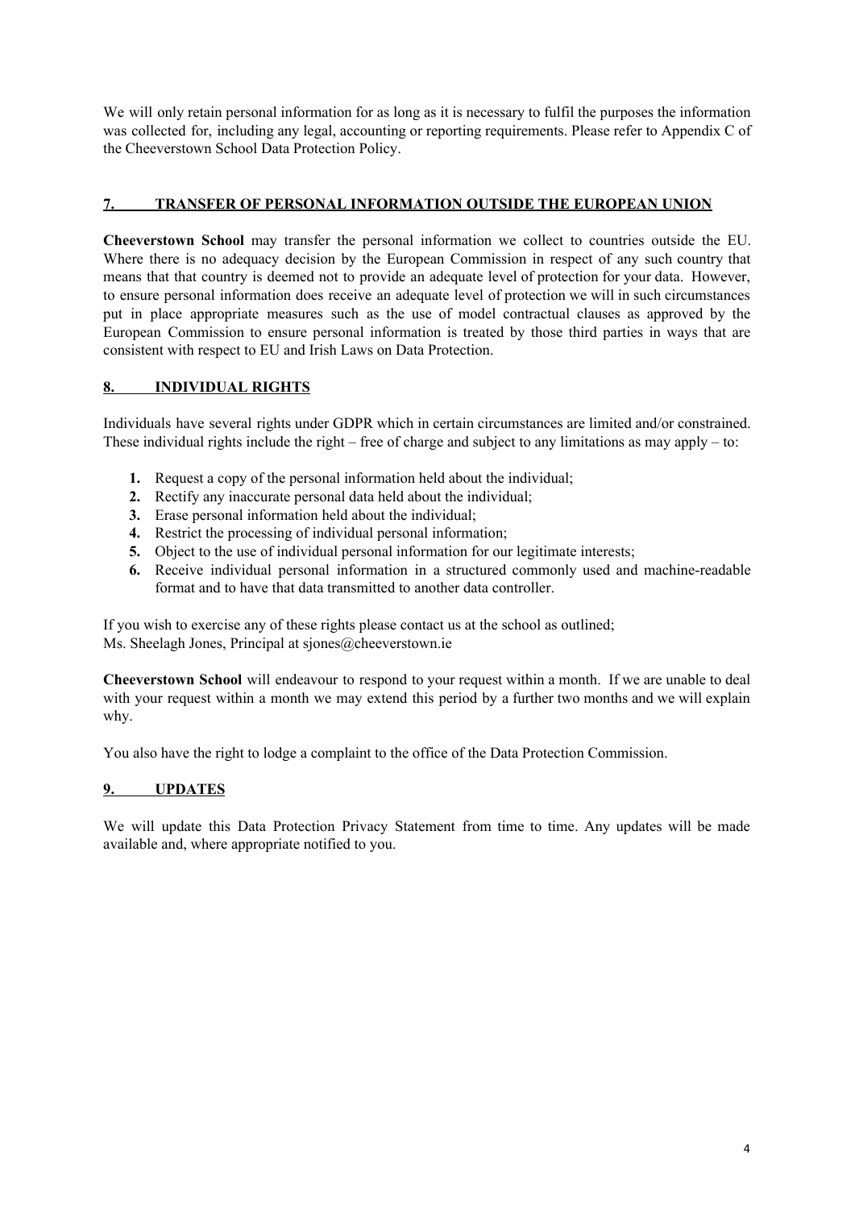We will only retain personal information for as long as it is necessary to fulfil the purposes the information was collected for, including any legal, accounting or reporting requirements. Please refer to Appendix C of the Cheeverstown School Data Protection Policy.

## 7. TRANSFER OF PERSONAL INFORMATION OUTSIDE THE EUROPEAN UNION

**Cheeverstown School** may transfer the personal information we collect to countries outside the EU. Where there is no adequacy decision by the European Commission in respect of any such country that means that that country is deemed not to provide an adequate level of protection for your data. However, to ensure personal information does receive an adequate level of protection we will in such circumstances put in place appropriate measures such as the use of model contractual clauses as approved by the European Commission to ensure personal information is treated by those third parties in ways that are consistent with respect to EU and Irish Laws on Data Protection.

## 8. INDIVIDUAL RIGHTS

Individuals have several rights under GDPR which in certain circumstances are limited and/or constrained. These individual rights include the right – free of charge and subject to any limitations as may apply – to:

1. Request a copy of the personal information held about the individual;
2. Rectify any inaccurate personal data held about the individual;
3. Erase personal information held about the individual;
4. Restrict the processing of individual personal information;
5. Object to the use of individual personal information for our legitimate interests;
6. Receive individual personal information in a structured commonly used and machine-readable format and to have that data transmitted to another data controller.

If you wish to exercise any of these rights please contact us at the school as outlined;
Ms. Sheelagh Jones, Principal at sjones@cheeverstown.ie

**Cheeverstown School** will endeavour to respond to your request within a month. If we are unable to deal with your request within a month we may extend this period by a further two months and we will explain why.

You also have the right to lodge a complaint to the office of the Data Protection Commission.

## 9. UPDATES

We will update this Data Protection Privacy Statement from time to time. Any updates will be made available and, where appropriate notified to you.